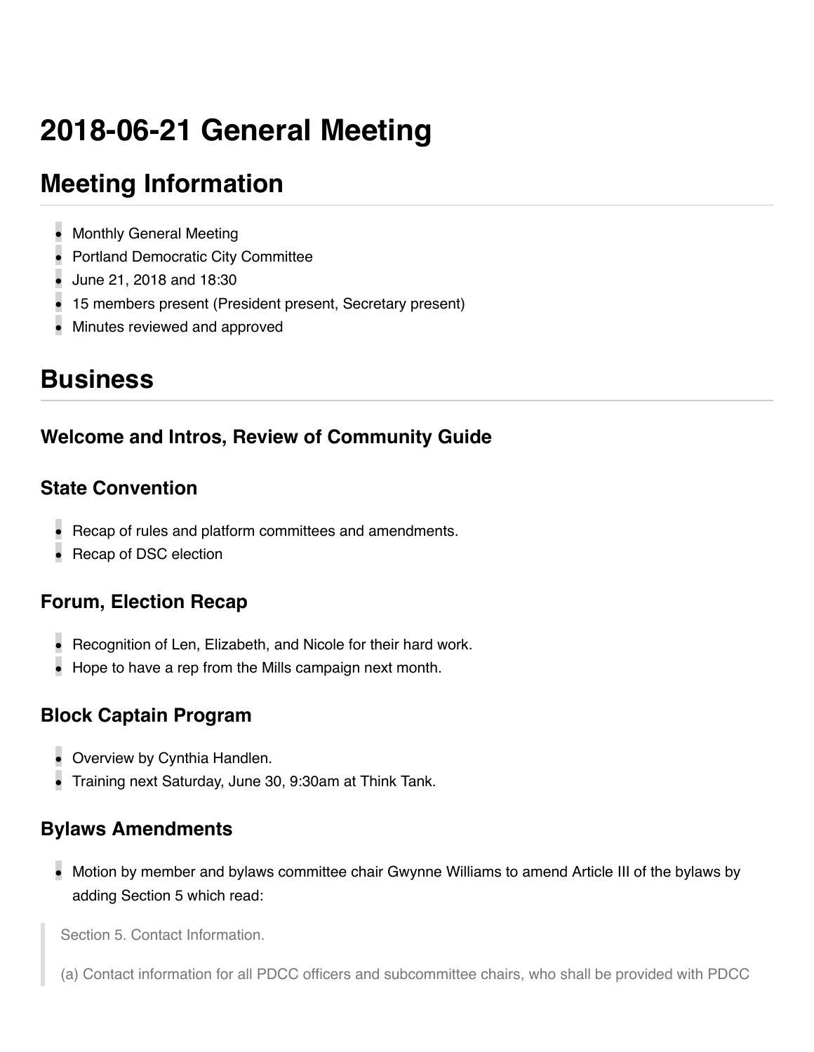# 2018-06-21 General Meeting

## Meeting Information

- Monthly General Meeting
- Portland Democratic City Committee
- June 21, 2018 and 18:30
- 15 members present (President present, Secretary present)
- Minutes reviewed and approved

## Business

### Welcome and Intros, Review of Community Guide

### State Convention

- Recap of rules and platform committees and amendments.
- Recap of DSC election

### Forum, Election Recap

- Recognition of Len, Elizabeth, and Nicole for their hard work.
- Hope to have a rep from the Mills campaign next month.

### Block Captain Program

- Overview by Cynthia Handlen.
- Training next Saturday, June 30, 9:30am at Think Tank.

### Bylaws Amendments

- Motion by member and bylaws committee chair Gwynne Williams to amend Article III of the bylaws by adding Section 5 which read:

> Section 5. Contact Information.
>
> (a) Contact information for all PDCC officers and subcommittee chairs, who shall be provided with PDCC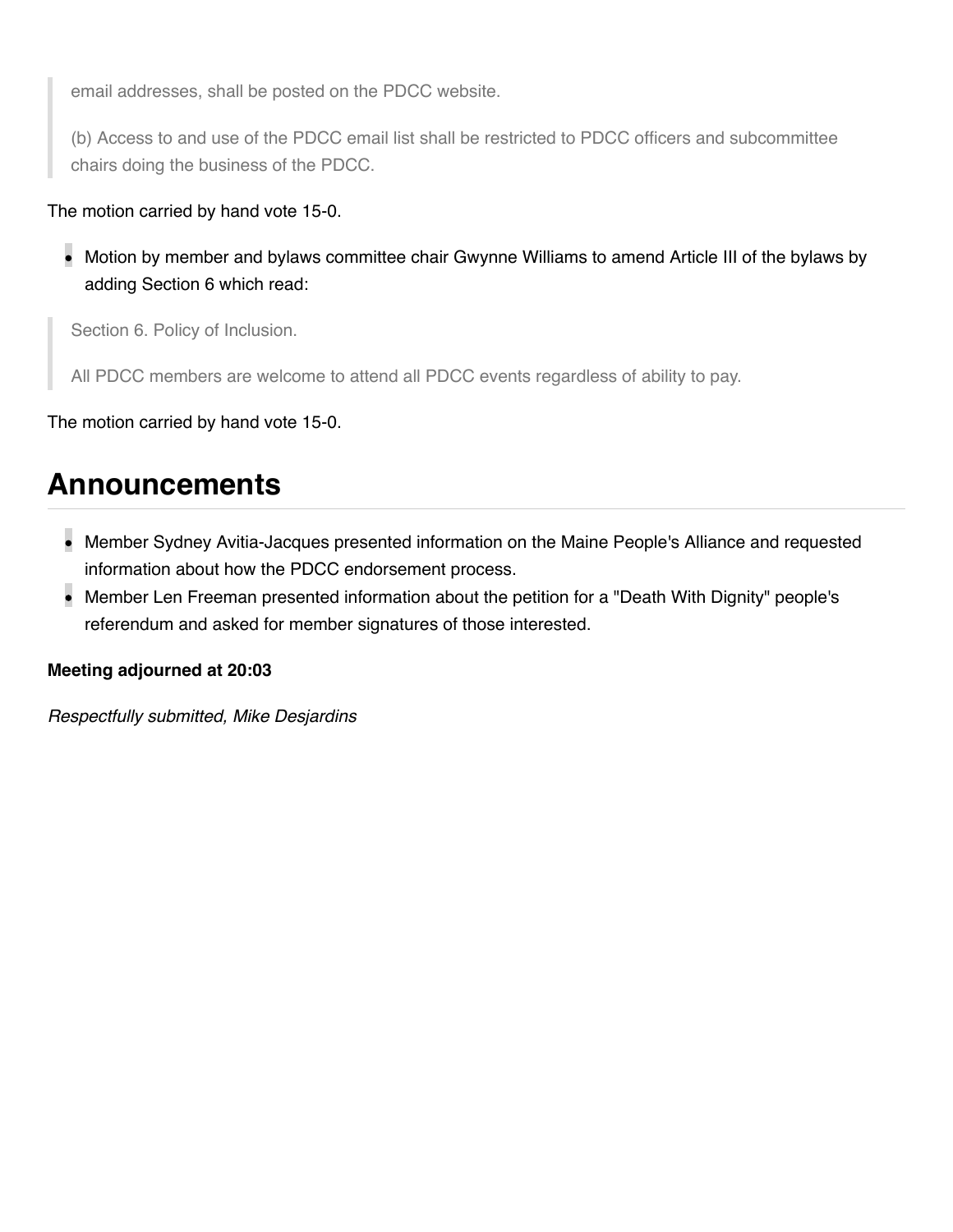> email addresses, shall be posted on the PDCC website.
>
> (b) Access to and use of the PDCC email list shall be restricted to PDCC officers and subcommittee chairs doing the business of the PDCC.

The motion carried by hand vote 15-0.

- Motion by member and bylaws committee chair Gwynne Williams to amend Article III of the bylaws by adding Section 6 which read:

> Section 6. Policy of Inclusion.
>
> All PDCC members are welcome to attend all PDCC events regardless of ability to pay.

The motion carried by hand vote 15-0.

## Announcements

- Member Sydney Avitia-Jacques presented information on the Maine People's Alliance and requested information about how the PDCC endorsement process.
- Member Len Freeman presented information about the petition for a "Death With Dignity" people's referendum and asked for member signatures of those interested.

**Meeting adjourned at 20:03**

*Respectfully submitted, Mike Desjardins*